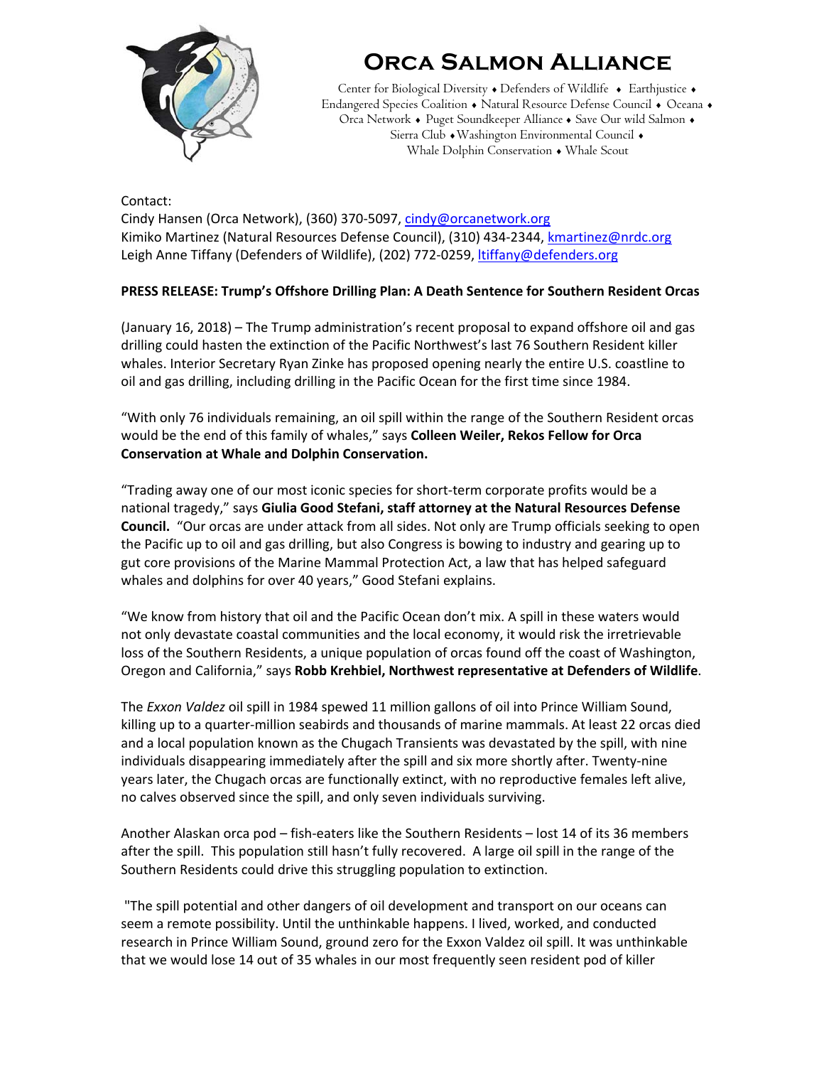# Orca Salmon Alliance

Center for Biological Diversity ♦ Defenders of Wildlife ♦ Earthjustice ♦ Endangered Species Coalition ♦ Natural Resource Defense Council ♦ Oceana ♦ Orca Network ♦ Puget Soundkeeper Alliance ♦ Save Our wild Salmon ♦ Sierra Club ♦ Washington Environmental Council ♦ Whale Dolphin Conservation ♦ Whale Scout

Contact:
Cindy Hansen (Orca Network), (360) 370-5097, cindy@orcanetwork.org
Kimiko Martinez (Natural Resources Defense Council), (310) 434-2344, kmartinez@nrdc.org
Leigh Anne Tiffany (Defenders of Wildlife), (202) 772-0259, ltiffany@defenders.org

**PRESS RELEASE: Trump's Offshore Drilling Plan: A Death Sentence for Southern Resident Orcas**

(January 16, 2018) – The Trump administration's recent proposal to expand offshore oil and gas drilling could hasten the extinction of the Pacific Northwest's last 76 Southern Resident killer whales. Interior Secretary Ryan Zinke has proposed opening nearly the entire U.S. coastline to oil and gas drilling, including drilling in the Pacific Ocean for the first time since 1984.

"With only 76 individuals remaining, an oil spill within the range of the Southern Resident orcas would be the end of this family of whales," says **Colleen Weiler, Rekos Fellow for Orca Conservation at Whale and Dolphin Conservation.**

"Trading away one of our most iconic species for short-term corporate profits would be a national tragedy," says **Giulia Good Stefani, staff attorney at the Natural Resources Defense Council.** "Our orcas are under attack from all sides. Not only are Trump officials seeking to open the Pacific up to oil and gas drilling, but also Congress is bowing to industry and gearing up to gut core provisions of the Marine Mammal Protection Act, a law that has helped safeguard whales and dolphins for over 40 years," Good Stefani explains.

"We know from history that oil and the Pacific Ocean don't mix. A spill in these waters would not only devastate coastal communities and the local economy, it would risk the irretrievable loss of the Southern Residents, a unique population of orcas found off the coast of Washington, Oregon and California," says **Robb Krehbiel, Northwest representative at Defenders of Wildlife**.

The *Exxon Valdez* oil spill in 1984 spewed 11 million gallons of oil into Prince William Sound, killing up to a quarter-million seabirds and thousands of marine mammals. At least 22 orcas died and a local population known as the Chugach Transients was devastated by the spill, with nine individuals disappearing immediately after the spill and six more shortly after. Twenty-nine years later, the Chugach orcas are functionally extinct, with no reproductive females left alive, no calves observed since the spill, and only seven individuals surviving.

Another Alaskan orca pod – fish-eaters like the Southern Residents – lost 14 of its 36 members after the spill. This population still hasn't fully recovered. A large oil spill in the range of the Southern Residents could drive this struggling population to extinction.

"The spill potential and other dangers of oil development and transport on our oceans can seem a remote possibility. Until the unthinkable happens. I lived, worked, and conducted research in Prince William Sound, ground zero for the Exxon Valdez oil spill. It was unthinkable that we would lose 14 out of 35 whales in our most frequently seen resident pod of killer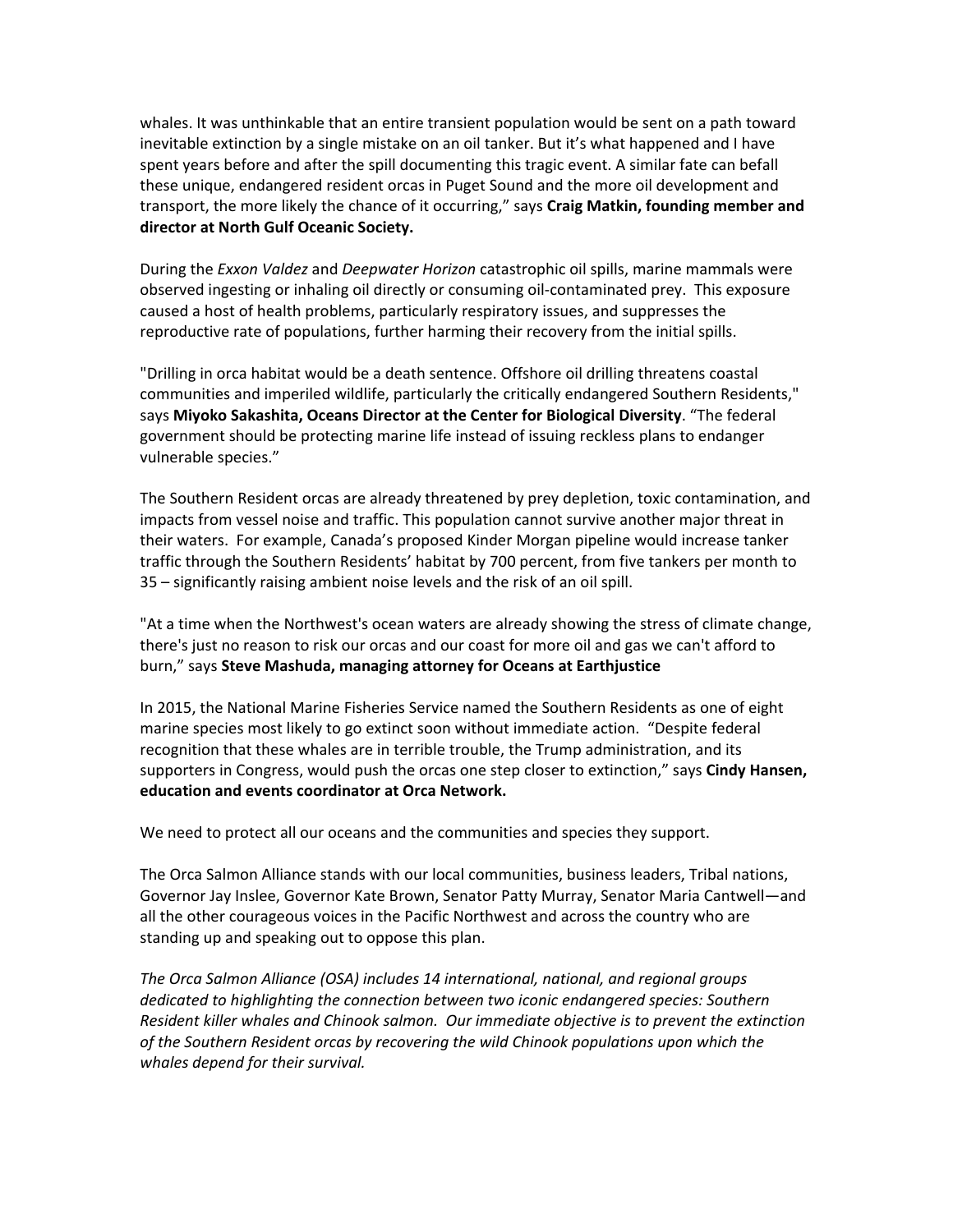whales. It was unthinkable that an entire transient population would be sent on a path toward inevitable extinction by a single mistake on an oil tanker. But it's what happened and I have spent years before and after the spill documenting this tragic event. A similar fate can befall these unique, endangered resident orcas in Puget Sound and the more oil development and transport, the more likely the chance of it occurring," says **Craig Matkin, founding member and director at North Gulf Oceanic Society.**

During the *Exxon Valdez* and *Deepwater Horizon* catastrophic oil spills, marine mammals were observed ingesting or inhaling oil directly or consuming oil-contaminated prey. This exposure caused a host of health problems, particularly respiratory issues, and suppresses the reproductive rate of populations, further harming their recovery from the initial spills.

"Drilling in orca habitat would be a death sentence. Offshore oil drilling threatens coastal communities and imperiled wildlife, particularly the critically endangered Southern Residents," says **Miyoko Sakashita, Oceans Director at the Center for Biological Diversity**. "The federal government should be protecting marine life instead of issuing reckless plans to endanger vulnerable species."

The Southern Resident orcas are already threatened by prey depletion, toxic contamination, and impacts from vessel noise and traffic. This population cannot survive another major threat in their waters. For example, Canada's proposed Kinder Morgan pipeline would increase tanker traffic through the Southern Residents' habitat by 700 percent, from five tankers per month to 35 – significantly raising ambient noise levels and the risk of an oil spill.

"At a time when the Northwest's ocean waters are already showing the stress of climate change, there's just no reason to risk our orcas and our coast for more oil and gas we can't afford to burn," says **Steve Mashuda, managing attorney for Oceans at Earthjustice**

In 2015, the National Marine Fisheries Service named the Southern Residents as one of eight marine species most likely to go extinct soon without immediate action. "Despite federal recognition that these whales are in terrible trouble, the Trump administration, and its supporters in Congress, would push the orcas one step closer to extinction," says **Cindy Hansen, education and events coordinator at Orca Network.**

We need to protect all our oceans and the communities and species they support.

The Orca Salmon Alliance stands with our local communities, business leaders, Tribal nations, Governor Jay Inslee, Governor Kate Brown, Senator Patty Murray, Senator Maria Cantwell—and all the other courageous voices in the Pacific Northwest and across the country who are standing up and speaking out to oppose this plan.

*The Orca Salmon Alliance (OSA) includes 14 international, national, and regional groups dedicated to highlighting the connection between two iconic endangered species: Southern Resident killer whales and Chinook salmon. Our immediate objective is to prevent the extinction of the Southern Resident orcas by recovering the wild Chinook populations upon which the whales depend for their survival.*